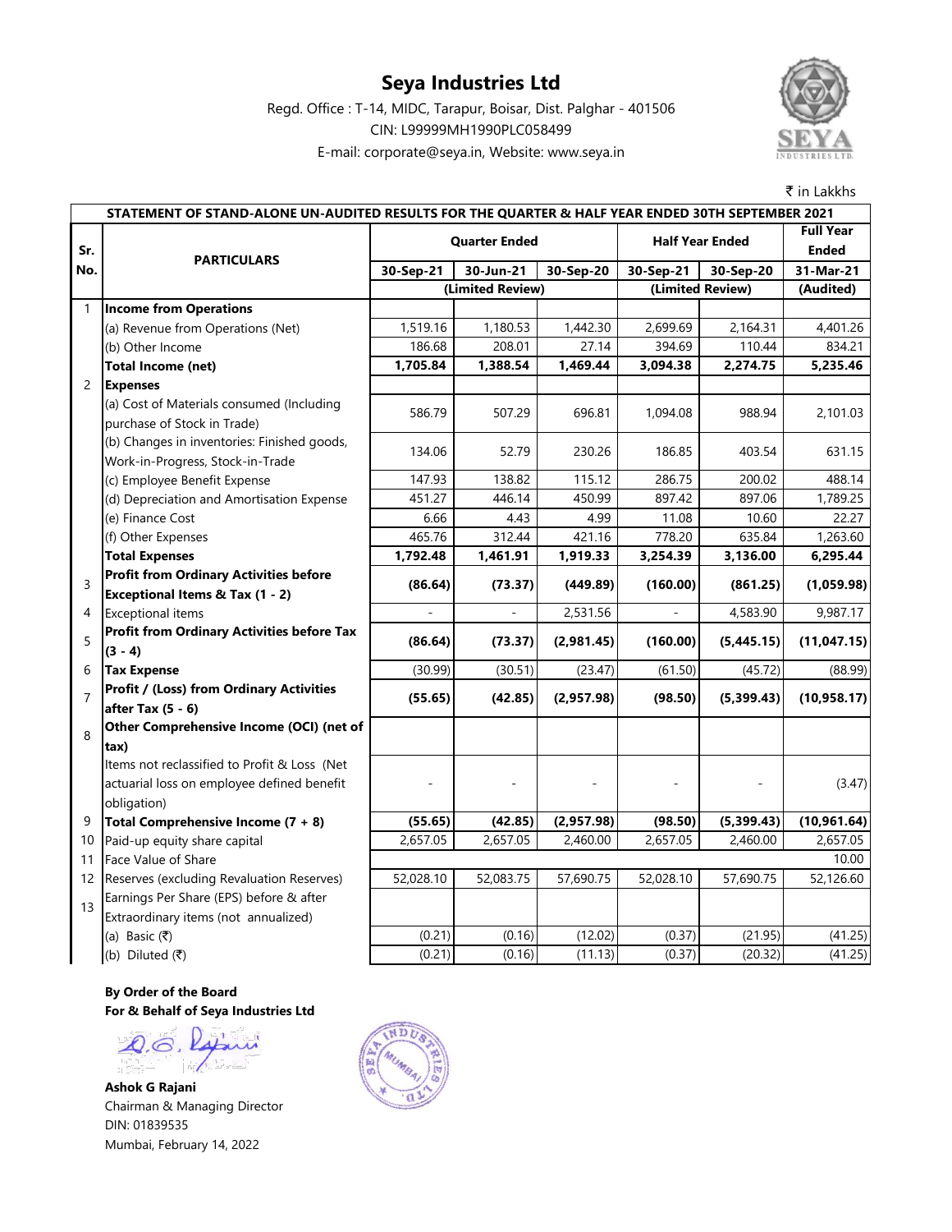# Seya Industries Ltd

Regd. Office : T-14, MIDC, Tarapur, Boisar, Dist. Palghar - 401506

CIN: L99999MH1990PLC058499

E-mail: corporate@seya.in, Website: www.seya.in

₹ in Lakkhs

| STATEMENT OF STAND-ALONE UN-AUDITED RESULTS FOR THE QUARTER & HALF YEAR ENDED 30TH SEPTEMBER 2021 | | | | | | | |
|---|---|---|---|---|---|---|---|
| **Sr. No.** | **PARTICULARS** | **Quarter Ended** | | | **Half Year Ended** | | **Full Year Ended** |
| | | **30-Sep-21** | **30-Jun-21** | **30-Sep-20** | **30-Sep-21** | **30-Sep-20** | **31-Mar-21** |
| | | **(Limited Review)** | | | **(Limited Review)** | | **(Audited)** |
| 1 | **Income from Operations** | | | | | | |
| | (a) Revenue from Operations (Net) | 1,519.16 | 1,180.53 | 1,442.30 | 2,699.69 | 2,164.31 | 4,401.26 |
| | (b) Other Income | 186.68 | 208.01 | 27.14 | 394.69 | 110.44 | 834.21 |
| | **Total Income (net)** | **1,705.84** | **1,388.54** | **1,469.44** | **3,094.38** | **2,274.75** | **5,235.46** |
| 2 | **Expenses** | | | | | | |
| | (a) Cost of Materials consumed (Including purchase of Stock in Trade) | 586.79 | 507.29 | 696.81 | 1,094.08 | 988.94 | 2,101.03 |
| | (b) Changes in inventories: Finished goods, Work-in-Progress, Stock-in-Trade | 134.06 | 52.79 | 230.26 | 186.85 | 403.54 | 631.15 |
| | (c) Employee Benefit Expense | 147.93 | 138.82 | 115.12 | 286.75 | 200.02 | 488.14 |
| | (d) Depreciation and Amortisation Expense | 451.27 | 446.14 | 450.99 | 897.42 | 897.06 | 1,789.25 |
| | (e) Finance Cost | 6.66 | 4.43 | 4.99 | 11.08 | 10.60 | 22.27 |
| | (f) Other Expenses | 465.76 | 312.44 | 421.16 | 778.20 | 635.84 | 1,263.60 |
| | **Total Expenses** | **1,792.48** | **1,461.91** | **1,919.33** | **3,254.39** | **3,136.00** | **6,295.44** |
| 3 | **Profit from Ordinary Activities before Exceptional Items & Tax (1 - 2)** | **(86.64)** | **(73.37)** | **(449.89)** | **(160.00)** | **(861.25)** | **(1,059.98)** |
| 4 | Exceptional items | - | - | 2,531.56 | - | 4,583.90 | 9,987.17 |
| 5 | **Profit from Ordinary Activities before Tax (3 - 4)** | **(86.64)** | **(73.37)** | **(2,981.45)** | **(160.00)** | **(5,445.15)** | **(11,047.15)** |
| 6 | **Tax Expense** | (30.99) | (30.51) | (23.47) | (61.50) | (45.72) | (88.99) |
| 7 | **Profit / (Loss) from Ordinary Activities after Tax (5 - 6)** | **(55.65)** | **(42.85)** | **(2,957.98)** | **(98.50)** | **(5,399.43)** | **(10,958.17)** |
| 8 | **Other Comprehensive Income (OCI) (net of tax)** | | | | | | |
| | Items not reclassified to Profit & Loss (Net actuarial loss on employee defined benefit obligation) | - | - | - | - | - | (3.47) |
| 9 | **Total Comprehensive Income (7 + 8)** | **(55.65)** | **(42.85)** | **(2,957.98)** | **(98.50)** | **(5,399.43)** | **(10,961.64)** |
| 10 | Paid-up equity share capital | 2,657.05 | 2,657.05 | 2,460.00 | 2,657.05 | 2,460.00 | 2,657.05 |
| 11 | Face Value of Share | | | | | | 10.00 |
| 12 | Reserves (excluding Revaluation Reserves) | 52,028.10 | 52,083.75 | 57,690.75 | 52,028.10 | 57,690.75 | 52,126.60 |
| 13 | Earnings Per Share (EPS) before & after Extraordinary items (not annualized) | | | | | | |
| | (a) Basic (₹) | (0.21) | (0.16) | (12.02) | (0.37) | (21.95) | (41.25) |
| | (b) Diluted (₹) | (0.21) | (0.16) | (11.13) | (0.37) | (20.32) | (41.25) |

**By Order of the Board**
**For & Behalf of Seya Industries Ltd**

**Ashok G Rajani**
Chairman & Managing Director
DIN: 01839535
Mumbai, February 14, 2022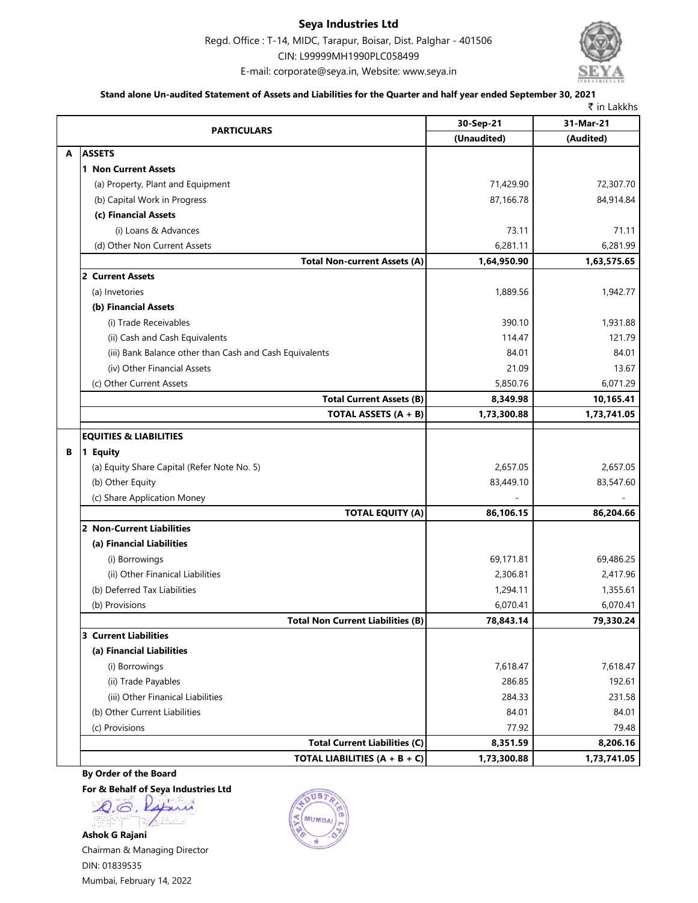# Seya Industries Ltd

Regd. Office : T-14, MIDC, Tarapur, Boisar, Dist. Palghar - 401506

CIN: L99999MH1990PLC058499

E-mail: corporate@seya.in, Website: www.seya.in

**Stand alone Un-audited Statement of Assets and Liabilities for the Quarter and half year ended September 30, 2021**

₹ in Lakkhs

| | PARTICULARS | 30-Sep-21 (Unaudited) | 31-Mar-21 (Audited) |
|---|---|---|---|
| **A** | **ASSETS** | | |
| | **1 Non Current Assets** | | |
| | (a) Property, Plant and Equipment | 71,429.90 | 72,307.70 |
| | (b) Capital Work in Progress | 87,166.78 | 84,914.84 |
| | **(c) Financial Assets** | | |
| | (i) Loans & Advances | 73.11 | 71.11 |
| | (d) Other Non Current Assets | 6,281.11 | 6,281.99 |
| | **Total Non-current Assets (A)** | **1,64,950.90** | **1,63,575.65** |
| | **2 Current Assets** | | |
| | (a) Invetories | 1,889.56 | 1,942.77 |
| | **(b) Financial Assets** | | |
| | (i) Trade Receivables | 390.10 | 1,931.88 |
| | (ii) Cash and Cash Equivalents | 114.47 | 121.79 |
| | (iii) Bank Balance other than Cash and Cash Equivalents | 84.01 | 84.01 |
| | (iv) Other Financial Assets | 21.09 | 13.67 |
| | (c) Other Current Assets | 5,850.76 | 6,071.29 |
| | **Total Current Assets (B)** | **8,349.98** | **10,165.41** |
| | **TOTAL ASSETS (A + B)** | **1,73,300.88** | **1,73,741.05** |
| | **EQUITIES & LIABILITIES** | | |
| **B** | **1 Equity** | | |
| | (a) Equity Share Capital (Refer Note No. 5) | 2,657.05 | 2,657.05 |
| | (b) Other Equity | 83,449.10 | 83,547.60 |
| | (c) Share Application Money | - | - |
| | **TOTAL EQUITY (A)** | **86,106.15** | **86,204.66** |
| | **2 Non-Current Liabilities** | | |
| | **(a) Financial Liabilities** | | |
| | (i) Borrowings | 69,171.81 | 69,486.25 |
| | (ii) Other Finanical Liabilities | 2,306.81 | 2,417.96 |
| | (b) Deferred Tax Liabilities | 1,294.11 | 1,355.61 |
| | (b) Provisions | 6,070.41 | 6,070.41 |
| | **Total Non Current Liabilities (B)** | **78,843.14** | **79,330.24** |
| | **3 Current Liabilities** | | |
| | **(a) Financial Liabilities** | | |
| | (i) Borrowings | 7,618.47 | 7,618.47 |
| | (ii) Trade Payables | 286.85 | 192.61 |
| | (iii) Other Finanical Liabilities | 284.33 | 231.58 |
| | (b) Other Current Liabilities | 84.01 | 84.01 |
| | (c) Provisions | 77.92 | 79.48 |
| | **Total Current Liabilities (C)** | **8,351.59** | **8,206.16** |
| | **TOTAL LIABILITIES (A + B + C)** | **1,73,300.88** | **1,73,741.05** |

**By Order of the Board**

**For & Behalf of Seya Industries Ltd**

**Ashok G Rajani**

Chairman & Managing Director

DIN: 01839535

Mumbai, February 14, 2022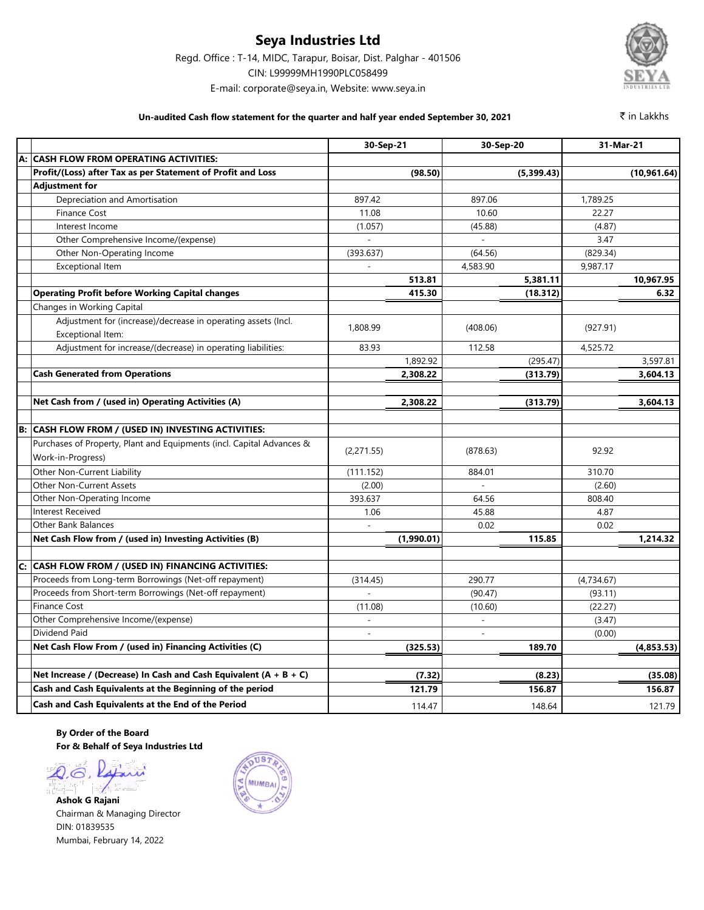# Seya Industries Ltd

Regd. Office : T-14, MIDC, Tarapur, Boisar, Dist. Palghar - 401506

CIN: L99999MH1990PLC058499

E-mail: corporate@seya.in, Website: www.seya.in

**Un-audited Cash flow statement for the quarter and half year ended September 30, 2021**

₹ in Lakkhs

| | | 30-Sep-21 | | 30-Sep-20 | | 31-Mar-21 | |
|---|---|---|---|---|---|---|---|
| **A:** | **CASH FLOW FROM OPERATING ACTIVITIES:** | | | | | | |
| | **Profit/(Loss) after Tax as per Statement of Profit and Loss** | | **(98.50)** | | **(5,399.43)** | | **(10,961.64)** |
| | **Adjustment for** | | | | | | |
| | Depreciation and Amortisation | 897.42 | | 897.06 | | 1,789.25 | |
| | Finance Cost | 11.08 | | 10.60 | | 22.27 | |
| | Interest Income | (1.057) | | (45.88) | | (4.87) | |
| | Other Comprehensive Income/(expense) | - | | - | | 3.47 | |
| | Other Non-Operating Income | (393.637) | | (64.56) | | (829.34) | |
| | Exceptional Item | - | | 4,583.90 | | 9,987.17 | |
| | | | **513.81** | | **5,381.11** | | **10,967.95** |
| | **Operating Profit before Working Capital changes** | | **415.30** | | **(18.312)** | | **6.32** |
| | Changes in Working Capital | | | | | | |
| | Adjustment for (increase)/decrease in operating assets (Incl. Exceptional Item: | 1,808.99 | | (408.06) | | (927.91) | |
| | Adjustment for increase/(decrease) in operating liabilities: | 83.93 | | 112.58 | | 4,525.72 | |
| | | | 1,892.92 | | (295.47) | | 3,597.81 |
| | **Cash Generated from Operations** | | **2,308.22** | | **(313.79)** | | **3,604.13** |
| | | | | | | | |
| | **Net Cash from / (used in) Operating Activities (A)** | | **2,308.22** | | **(313.79)** | | **3,604.13** |
| | | | | | | | |
| **B:** | **CASH FLOW FROM / (USED IN) INVESTING ACTIVITIES:** | | | | | | |
| | Purchases of Property, Plant and Equipments (incl. Capital Advances & Work-in-Progress) | (2,271.55) | | (878.63) | | 92.92 | |
| | Other Non-Current Liability | (111.152) | | 884.01 | | 310.70 | |
| | Other Non-Current Assets | (2.00) | | - | | (2.60) | |
| | Other Non-Operating Income | 393.637 | | 64.56 | | 808.40 | |
| | Interest Received | 1.06 | | 45.88 | | 4.87 | |
| | Other Bank Balances | - | | 0.02 | | 0.02 | |
| | **Net Cash Flow from / (used in) Investing Activities (B)** | | **(1,990.01)** | | **115.85** | | **1,214.32** |
| | | | | | | | |
| **C:** | **CASH FLOW FROM / (USED IN) FINANCING ACTIVITIES:** | | | | | | |
| | Proceeds from Long-term Borrowings (Net-off repayment) | (314.45) | | 290.77 | | (4,734.67) | |
| | Proceeds from Short-term Borrowings (Net-off repayment) | - | | (90.47) | | (93.11) | |
| | Finance Cost | (11.08) | | (10.60) | | (22.27) | |
| | Other Comprehensive Income/(expense) | - | | - | | (3.47) | |
| | Dividend Paid | - | | - | | (0.00) | |
| | **Net Cash Flow From / (used in) Financing Activities (C)** | | **(325.53)** | | **189.70** | | **(4,853.53)** |
| | | | | | | | |
| | **Net Increase / (Decrease) In Cash and Cash Equivalent (A + B + C)** | | **(7.32)** | | **(8.23)** | | **(35.08)** |
| | **Cash and Cash Equivalents at the Beginning of the period** | | **121.79** | | **156.87** | | **156.87** |
| | **Cash and Cash Equivalents at the End of the Period** | | 114.47 | | 148.64 | | 121.79 |

**By Order of the Board**
**For & Behalf of Seya Industries Ltd**

**Ashok G Rajani**
Chairman & Managing Director
DIN: 01839535
Mumbai, February 14, 2022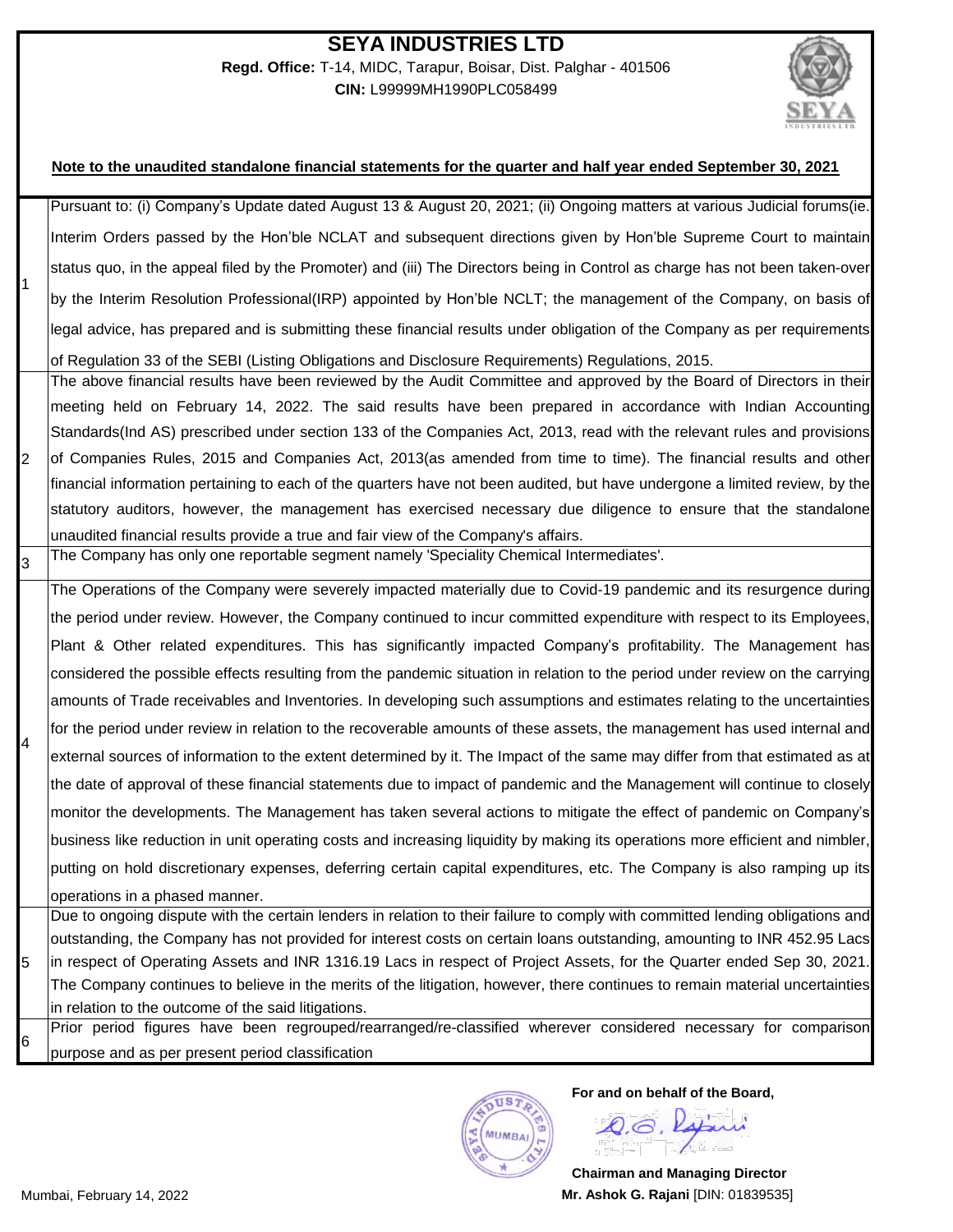# SEYA INDUSTRIES LTD

**Regd. Office:** T-14, MIDC, Tarapur, Boisar, Dist. Palghar - 401506

**CIN:** L99999MH1990PLC058499

**Note to the unaudited standalone financial statements for the quarter and half year ended September 30, 2021**

| | |
|---|---|
| 1 | Pursuant to: (i) Company's Update dated August 13 & August 20, 2021; (ii) Ongoing matters at various Judicial forums(ie. Interim Orders passed by the Hon'ble NCLAT and subsequent directions given by Hon'ble Supreme Court to maintain status quo, in the appeal filed by the Promoter) and (iii) The Directors being in Control as charge has not been taken-over by the Interim Resolution Professional(IRP) appointed by Hon'ble NCLT; the management of the Company, on basis of legal advice, has prepared and is submitting these financial results under obligation of the Company as per requirements of Regulation 33 of the SEBI (Listing Obligations and Disclosure Requirements) Regulations, 2015. |
| 2 | The above financial results have been reviewed by the Audit Committee and approved by the Board of Directors in their meeting held on February 14, 2022. The said results have been prepared in accordance with Indian Accounting Standards(Ind AS) prescribed under section 133 of the Companies Act, 2013, read with the relevant rules and provisions of Companies Rules, 2015 and Companies Act, 2013(as amended from time to time). The financial results and other financial information pertaining to each of the quarters have not been audited, but have undergone a limited review, by the statutory auditors, however, the management has exercised necessary due diligence to ensure that the standalone unaudited financial results provide a true and fair view of the Company's affairs. |
| 3 | The Company has only one reportable segment namely 'Speciality Chemical Intermediates'. |
| 4 | The Operations of the Company were severely impacted materially due to Covid-19 pandemic and its resurgence during the period under review. However, the Company continued to incur committed expenditure with respect to its Employees, Plant & Other related expenditures. This has significantly impacted Company's profitability. The Management has considered the possible effects resulting from the pandemic situation in relation to the period under review on the carrying amounts of Trade receivables and Inventories. In developing such assumptions and estimates relating to the uncertainties for the period under review in relation to the recoverable amounts of these assets, the management has used internal and external sources of information to the extent determined by it. The Impact of the same may differ from that estimated as at the date of approval of these financial statements due to impact of pandemic and the Management will continue to closely monitor the developments. The Management has taken several actions to mitigate the effect of pandemic on Company's business like reduction in unit operating costs and increasing liquidity by making its operations more efficient and nimbler, putting on hold discretionary expenses, deferring certain capital expenditures, etc. The Company is also ramping up its operations in a phased manner. |
| 5 | Due to ongoing dispute with the certain lenders in relation to their failure to comply with committed lending obligations and outstanding, the Company has not provided for interest costs on certain loans outstanding, amounting to INR 452.95 Lacs in respect of Operating Assets and INR 1316.19 Lacs in respect of Project Assets, for the Quarter ended Sep 30, 2021. The Company continues to believe in the merits of the litigation, however, there continues to remain material uncertainties in relation to the outcome of the said litigations. |
| 6 | Prior period figures have been regrouped/rearranged/re-classified wherever considered necessary for comparison purpose and as per present period classification |

**For and on behalf of the Board,**

**Chairman and Managing Director**

**Mr. Ashok G. Rajani** [DIN: 01839535]

Mumbai, February 14, 2022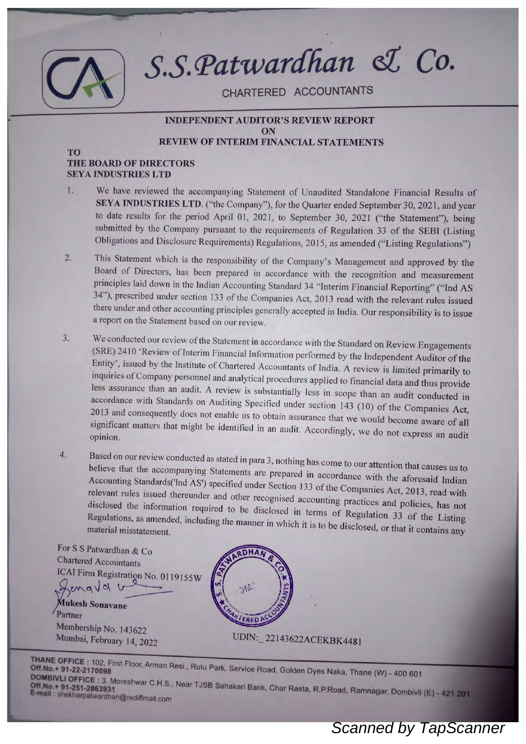# S.S.Patwardhan & Co.

CHARTERED ACCOUNTANTS

**INDEPENDENT AUDITOR'S REVIEW REPORT**
**ON**
**REVIEW OF INTERIM FINANCIAL STATEMENTS**

**TO**
**THE BOARD OF DIRECTORS**
**SEYA INDUSTRIES LTD**

1. We have reviewed the accompanying Statement of Unaudited Standalone Financial Results of **SEYA INDUSTRIES LTD.** ("the Company"), for the Quarter ended September 30, 2021, and year to date results for the period April 01, 2021, to September 30, 2021 ("the Statement"), being submitted by the Company pursuant to the requirements of Regulation 33 of the SEBI (Listing Obligations and Disclosure Requirements) Regulations, 2015, as amended ("Listing Regulations")

2. This Statement which is the responsibility of the Company's Management and approved by the Board of Directors, has been prepared in accordance with the recognition and measurement principles laid down in the Indian Accounting Standard 34 "Interim Financial Reporting" ("Ind AS 34"), prescribed under section 133 of the Companies Act, 2013 read with the relevant rules issued there under and other accounting principles generally accepted in India. Our responsibility is to issue a report on the Statement based on our review.

3. We conducted our review of the Statement in accordance with the Standard on Review Engagements (SRE) 2410 'Review of Interim Financial Information performed by the Independent Auditor of the Entity', issued by the Institute of Chartered Accountants of India. A review is limited primarily to inquiries of Company personnel and analytical procedures applied to financial data and thus provide less assurance than an audit. A review is substantially less in scope than an audit conducted in accordance with Standards on Auditing Specified under section 143 (10) of the Companies Act, 2013 and consequently does not enable us to obtain assurance that we would become aware of all significant matters that might be identified in an audit. Accordingly, we do not express an audit opinion.

4. Based on our review conducted as stated in para 3, nothing has come to our attention that causes us to believe that the accompanying Statements are prepared in accordance with the aforesaid Indian Accounting Standards('Ind AS') specified under Section 133 of the Companies Act, 2013, read with relevant rules issued thereunder and other recognised accounting practices and policies, has not disclosed the information required to be disclosed in terms of Regulation 33 of the Listing Regulations, as amended, including the manner in which it is to be disclosed, or that it contains any material misstatement.

For S S Patwardhan & Co
Chartered Accountants
ICAI Firm Registration No. 0119155W

**Mukesh Sonavane**
Partner
Membership No. 143622
Mumbai, February 14, 2022

UDIN:_22143622ACEKBK4481

**THANE OFFICE** : 102, First Floor, Arman Resi., Rutu Park, Service Road, Golden Dyes Naka, Thane (W) - 400 601
Off.No.+ 91-22-2170098
**DOMBIVLI OFFICE** : 3, Moreshwar C.H.S., Near TJSB Sahakari Bank, Char Rasta, R.P.Road, Ramnagar, Dombivli (E) - 421 201
Off.No.+ 91-251-2863931
E-mail : shekharpatwardhan@rediffmail.com